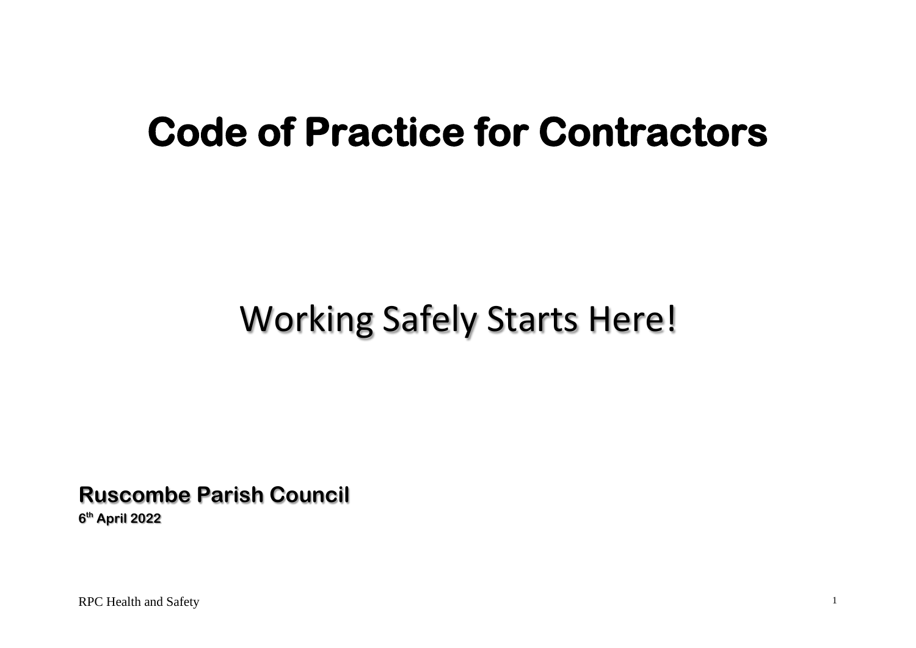# Code of Practice for Contractors

## Working Safely Starts Here!

**Ruscombe Parish Council**

**6th April 2022**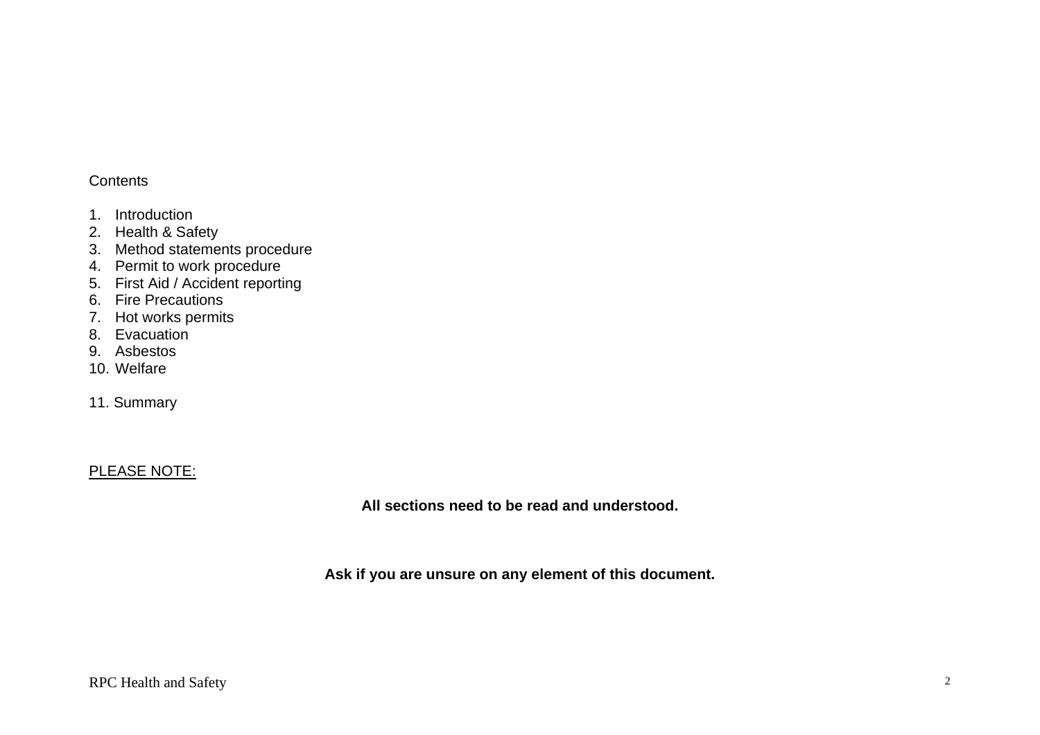Contents

1. Introduction
2. Health & Safety
3. Method statements procedure
4. Permit to work procedure
5. First Aid / Accident reporting
6. Fire Precautions
7. Hot works permits
8. Evacuation
9. Asbestos
10. Welfare

11. Summary

<u>PLEASE NOTE:</u>

**All sections need to be read and understood.**

**Ask if you are unsure on any element of this document.**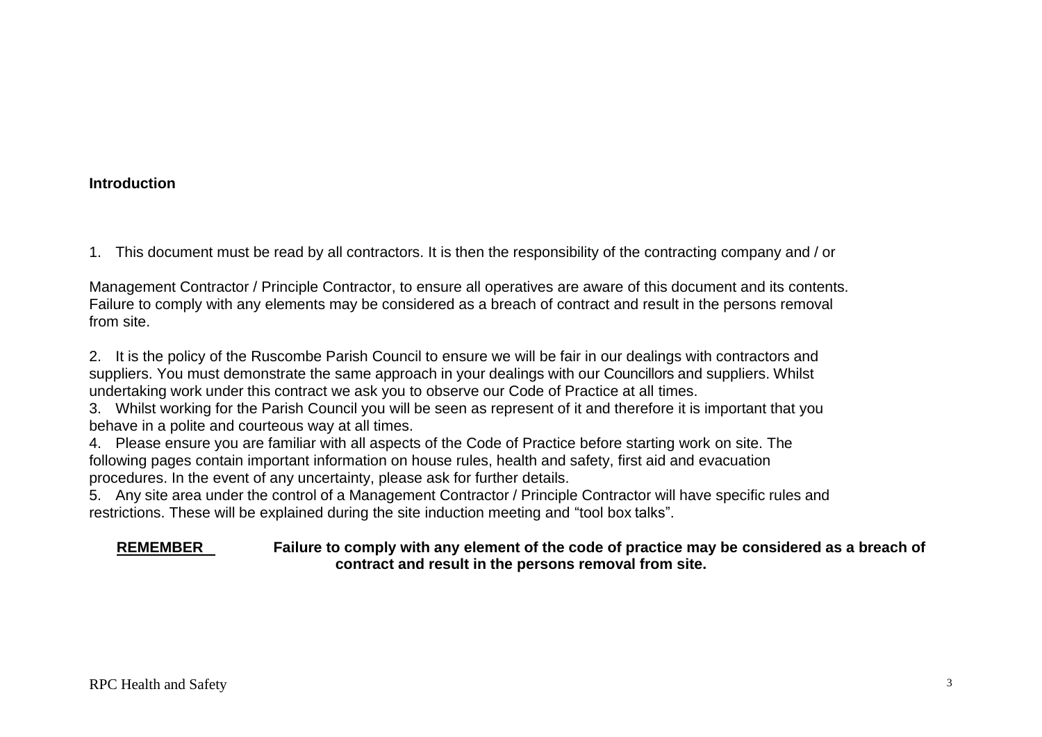## Introduction

1. This document must be read by all contractors. It is then the responsibility of the contracting company and / or

Management Contractor / Principle Contractor, to ensure all operatives are aware of this document and its contents. Failure to comply with any elements may be considered as a breach of contract and result in the persons removal from site.

2. It is the policy of the Ruscombe Parish Council to ensure we will be fair in our dealings with contractors and suppliers. You must demonstrate the same approach in your dealings with our Councillors and suppliers. Whilst undertaking work under this contract we ask you to observe our Code of Practice at all times.
3. Whilst working for the Parish Council you will be seen as represent of it and therefore it is important that you behave in a polite and courteous way at all times.
4. Please ensure you are familiar with all aspects of the Code of Practice before starting work on site. The following pages contain important information on house rules, health and safety, first aid and evacuation procedures. In the event of any uncertainty, please ask for further details.
5. Any site area under the control of a Management Contractor / Principle Contractor will have specific rules and restrictions. These will be explained during the site induction meeting and "tool box talks".

**REMEMBER** **Failure to comply with any element of the code of practice may be considered as a breach of contract and result in the persons removal from site.**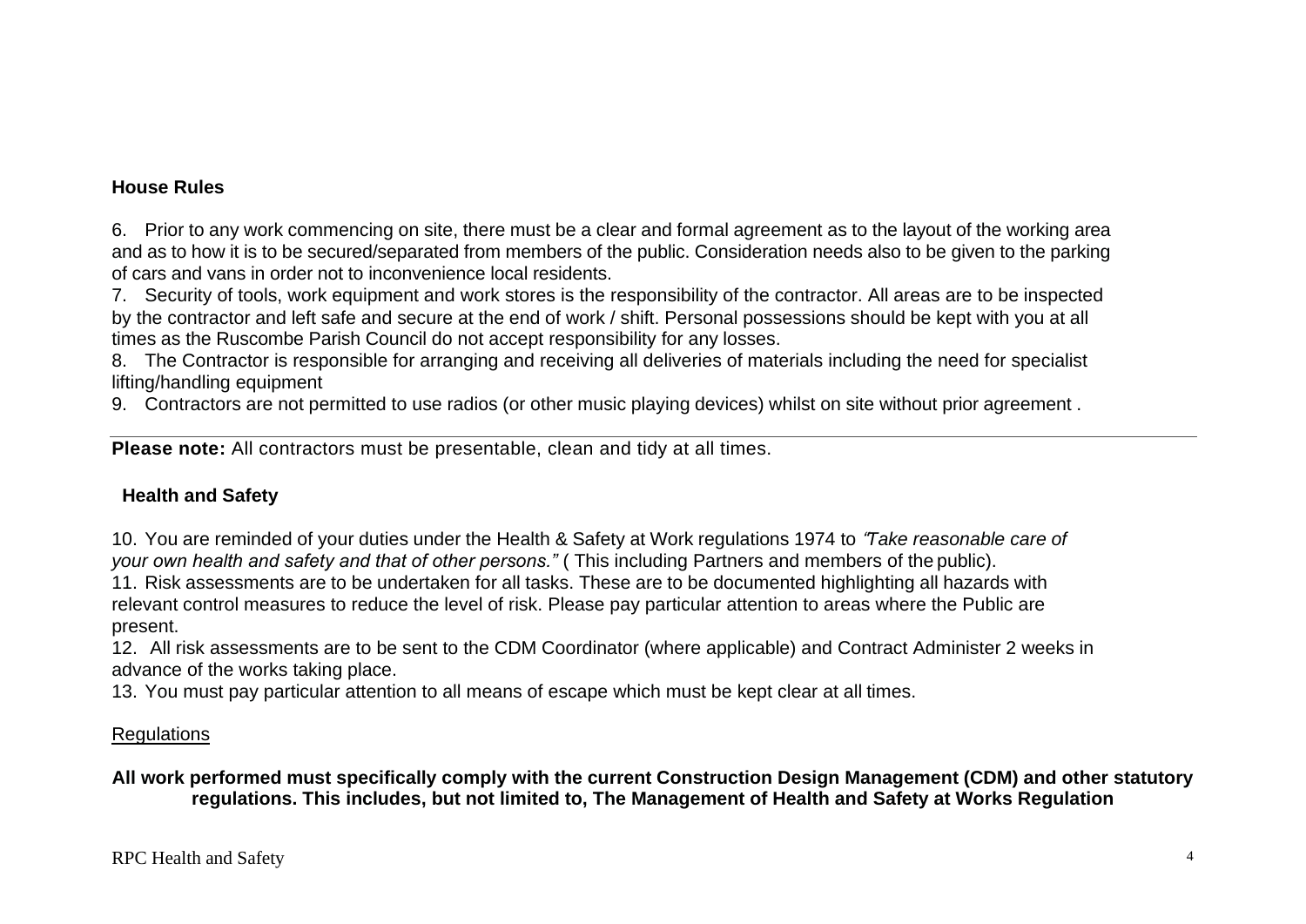**House Rules**

6. Prior to any work commencing on site, there must be a clear and formal agreement as to the layout of the working area and as to how it is to be secured/separated from members of the public. Consideration needs also to be given to the parking of cars and vans in order not to inconvenience local residents.

7. Security of tools, work equipment and work stores is the responsibility of the contractor. All areas are to be inspected by the contractor and left safe and secure at the end of work / shift. Personal possessions should be kept with you at all times as the Ruscombe Parish Council do not accept responsibility for any losses.

8. The Contractor is responsible for arranging and receiving all deliveries of materials including the need for specialist lifting/handling equipment

9. Contractors are not permitted to use radios (or other music playing devices) whilst on site without prior agreement .

---

**Please note:** All contractors must be presentable, clean and tidy at all times.

**Health and Safety**

10. You are reminded of your duties under the Health & Safety at Work regulations 1974 to *"Take reasonable care of your own health and safety and that of other persons."* ( This including Partners and members of the public).

11. Risk assessments are to be undertaken for all tasks. These are to be documented highlighting all hazards with relevant control measures to reduce the level of risk. Please pay particular attention to areas where the Public are present.

12. All risk assessments are to be sent to the CDM Coordinator (where applicable) and Contract Administer 2 weeks in advance of the works taking place.

13. You must pay particular attention to all means of escape which must be kept clear at all times.

Regulations

**All work performed must specifically comply with the current Construction Design Management (CDM) and other statutory regulations. This includes, but not limited to, The Management of Health and Safety at Works Regulation**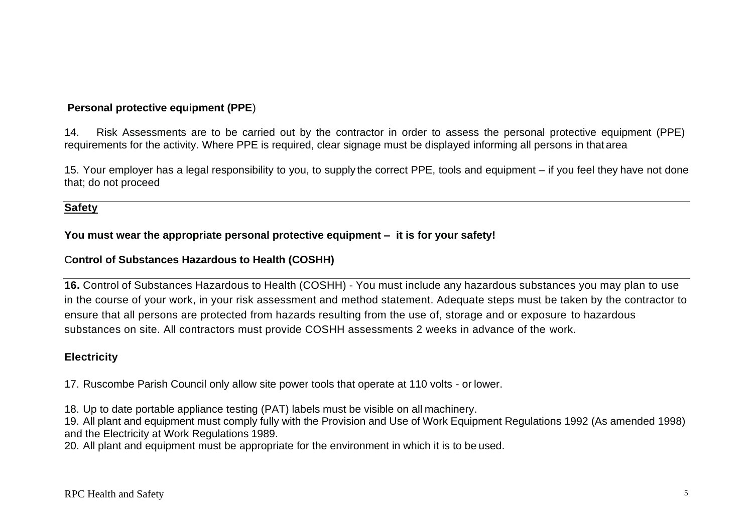**Personal protective equipment (PPE)**

14. Risk Assessments are to be carried out by the contractor in order to assess the personal protective equipment (PPE) requirements for the activity. Where PPE is required, clear signage must be displayed informing all persons in that area

15. Your employer has a legal responsibility to you, to supply the correct PPE, tools and equipment – if you feel they have not done that; do not proceed

**Safety**

**You must wear the appropriate personal protective equipment – it is for your safety!**

**Control of Substances Hazardous to Health (COSHH)**

**16.** Control of Substances Hazardous to Health (COSHH) - You must include any hazardous substances you may plan to use in the course of your work, in your risk assessment and method statement. Adequate steps must be taken by the contractor to ensure that all persons are protected from hazards resulting from the use of, storage and or exposure to hazardous substances on site. All contractors must provide COSHH assessments 2 weeks in advance of the work.

**Electricity**

17. Ruscombe Parish Council only allow site power tools that operate at 110 volts - or lower.

18. Up to date portable appliance testing (PAT) labels must be visible on all machinery.

19. All plant and equipment must comply fully with the Provision and Use of Work Equipment Regulations 1992 (As amended 1998) and the Electricity at Work Regulations 1989.

20. All plant and equipment must be appropriate for the environment in which it is to be used.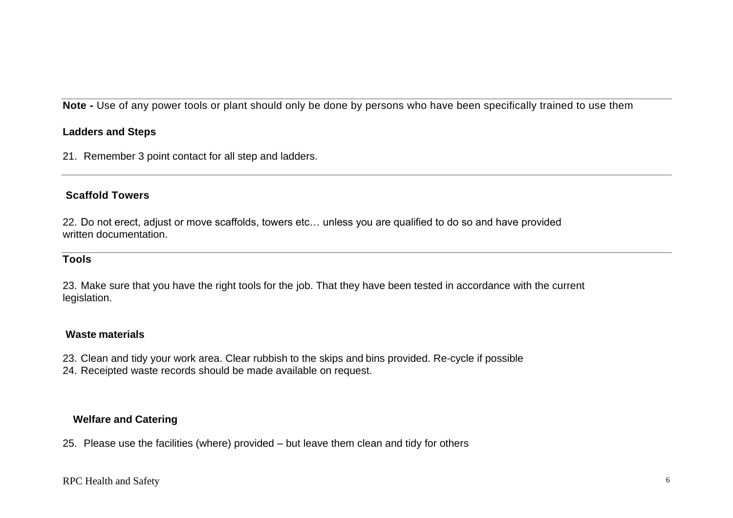**Note -** Use of any power tools or plant should only be done by persons who have been specifically trained to use them

**Ladders and Steps**

21. Remember 3 point contact for all step and ladders.

**Scaffold Towers**

22. Do not erect, adjust or move scaffolds, towers etc… unless you are qualified to do so and have provided written documentation.

**Tools**

23. Make sure that you have the right tools for the job. That they have been tested in accordance with the current legislation.

**Waste materials**

23. Clean and tidy your work area. Clear rubbish to the skips and bins provided. Re-cycle if possible
24. Receipted waste records should be made available on request.

**Welfare and Catering**

25. Please use the facilities (where) provided – but leave them clean and tidy for others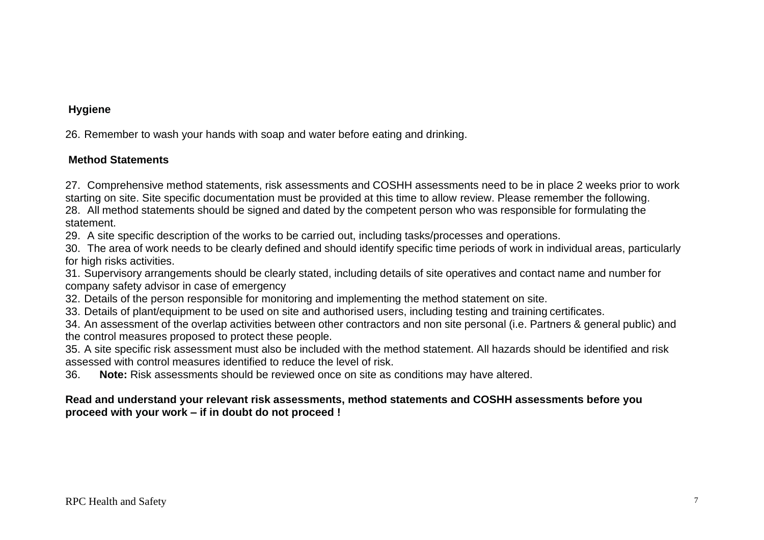**Hygiene**

26. Remember to wash your hands with soap and water before eating and drinking.

**Method Statements**

27. Comprehensive method statements, risk assessments and COSHH assessments need to be in place 2 weeks prior to work starting on site. Site specific documentation must be provided at this time to allow review. Please remember the following.
28. All method statements should be signed and dated by the competent person who was responsible for formulating the statement.
29. A site specific description of the works to be carried out, including tasks/processes and operations.
30. The area of work needs to be clearly defined and should identify specific time periods of work in individual areas, particularly for high risks activities.
31. Supervisory arrangements should be clearly stated, including details of site operatives and contact name and number for company safety advisor in case of emergency
32. Details of the person responsible for monitoring and implementing the method statement on site.
33. Details of plant/equipment to be used on site and authorised users, including testing and training certificates.
34. An assessment of the overlap activities between other contractors and non site personal (i.e. Partners & general public) and the control measures proposed to protect these people.
35. A site specific risk assessment must also be included with the method statement. All hazards should be identified and risk assessed with control measures identified to reduce the level of risk.
36. **Note:** Risk assessments should be reviewed once on site as conditions may have altered.

**Read and understand your relevant risk assessments, method statements and COSHH assessments before you proceed with your work – if in doubt do not proceed !**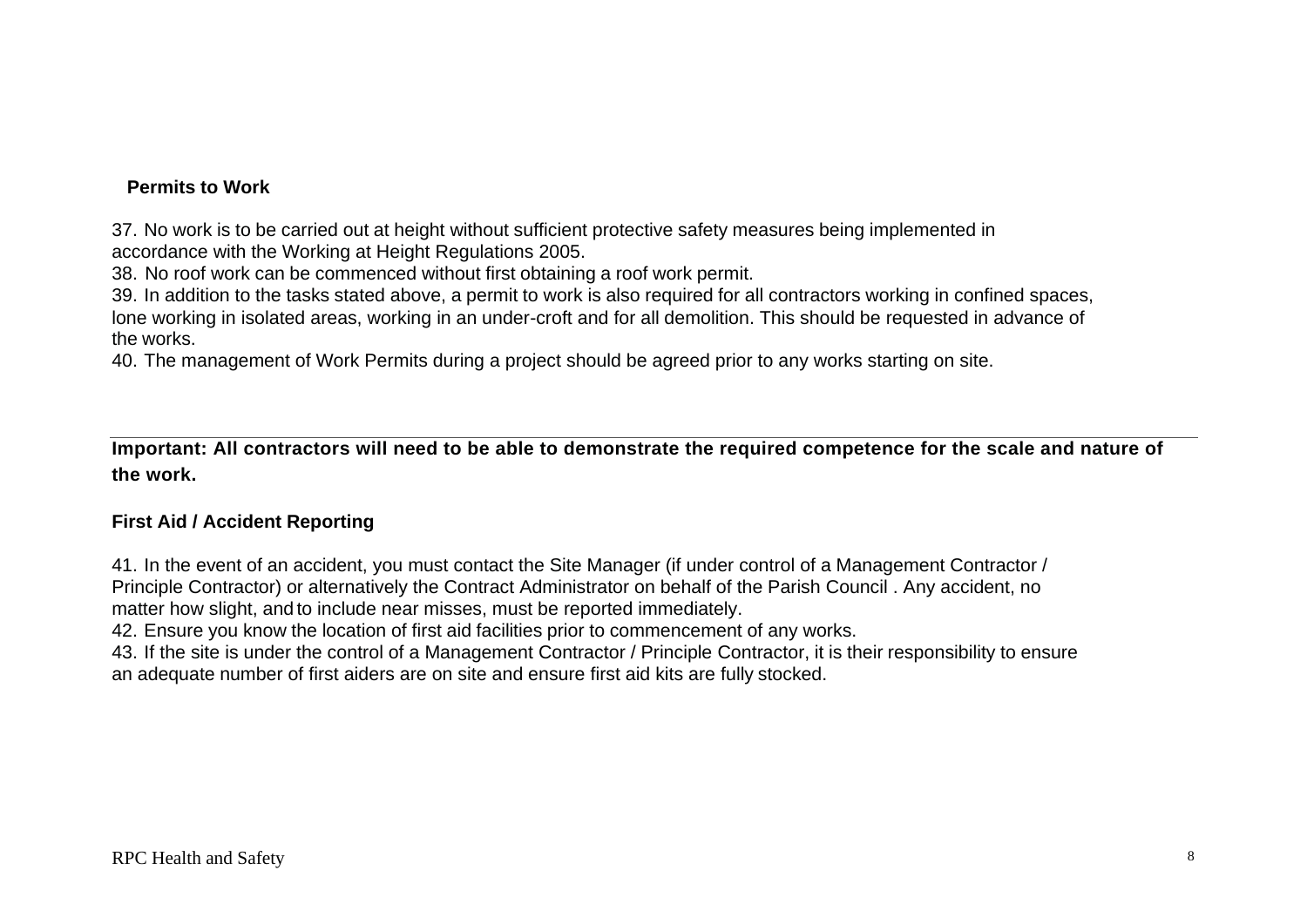**Permits to Work**

37. No work is to be carried out at height without sufficient protective safety measures being implemented in accordance with the Working at Height Regulations 2005.
38. No roof work can be commenced without first obtaining a roof work permit.
39. In addition to the tasks stated above, a permit to work is also required for all contractors working in confined spaces, lone working in isolated areas, working in an under-croft and for all demolition. This should be requested in advance of the works.
40. The management of Work Permits during a project should be agreed prior to any works starting on site.

---

**Important: All contractors will need to be able to demonstrate the required competence for the scale and nature of the work.**

**First Aid / Accident Reporting**

41. In the event of an accident, you must contact the Site Manager (if under control of a Management Contractor / Principle Contractor) or alternatively the Contract Administrator on behalf of the Parish Council . Any accident, no matter how slight, and to include near misses, must be reported immediately.
42. Ensure you know the location of first aid facilities prior to commencement of any works.
43. If the site is under the control of a Management Contractor / Principle Contractor, it is their responsibility to ensure an adequate number of first aiders are on site and ensure first aid kits are fully stocked.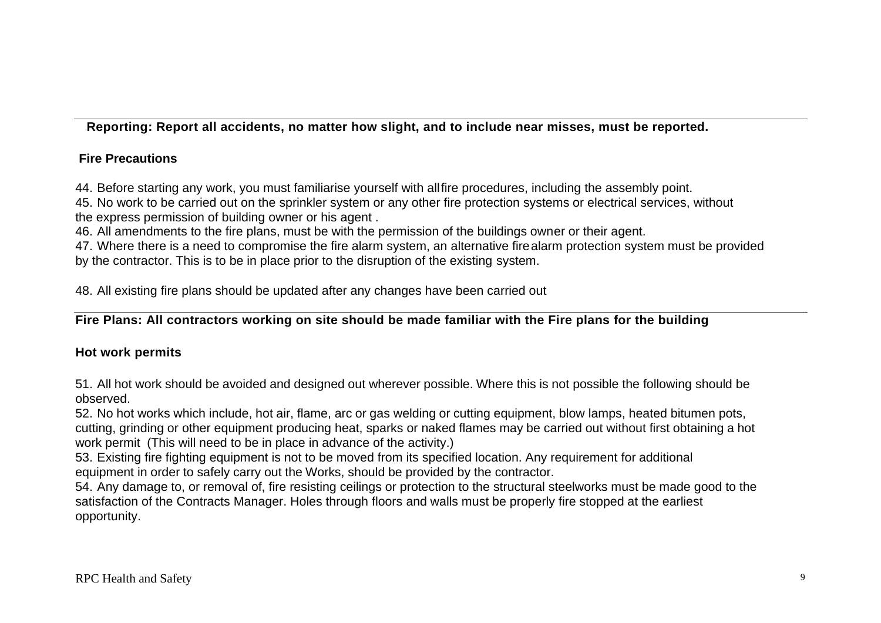**Reporting: Report all accidents, no matter how slight, and to include near misses, must be reported.**

**Fire Precautions**

44. Before starting any work, you must familiarise yourself with all fire procedures, including the assembly point.
45. No work to be carried out on the sprinkler system or any other fire protection systems or electrical services, without the express permission of building owner or his agent .
46. All amendments to the fire plans, must be with the permission of the buildings owner or their agent.
47. Where there is a need to compromise the fire alarm system, an alternative fire alarm protection system must be provided by the contractor. This is to be in place prior to the disruption of the existing system.

48. All existing fire plans should be updated after any changes have been carried out

**Fire Plans: All contractors working on site should be made familiar with the Fire plans for the building**

**Hot work permits**

51. All hot work should be avoided and designed out wherever possible. Where this is not possible the following should be observed.
52. No hot works which include, hot air, flame, arc or gas welding or cutting equipment, blow lamps, heated bitumen pots, cutting, grinding or other equipment producing heat, sparks or naked flames may be carried out without first obtaining a hot work permit (This will need to be in place in advance of the activity.)
53. Existing fire fighting equipment is not to be moved from its specified location. Any requirement for additional equipment in order to safely carry out the Works, should be provided by the contractor.
54. Any damage to, or removal of, fire resisting ceilings or protection to the structural steelworks must be made good to the satisfaction of the Contracts Manager. Holes through floors and walls must be properly fire stopped at the earliest opportunity.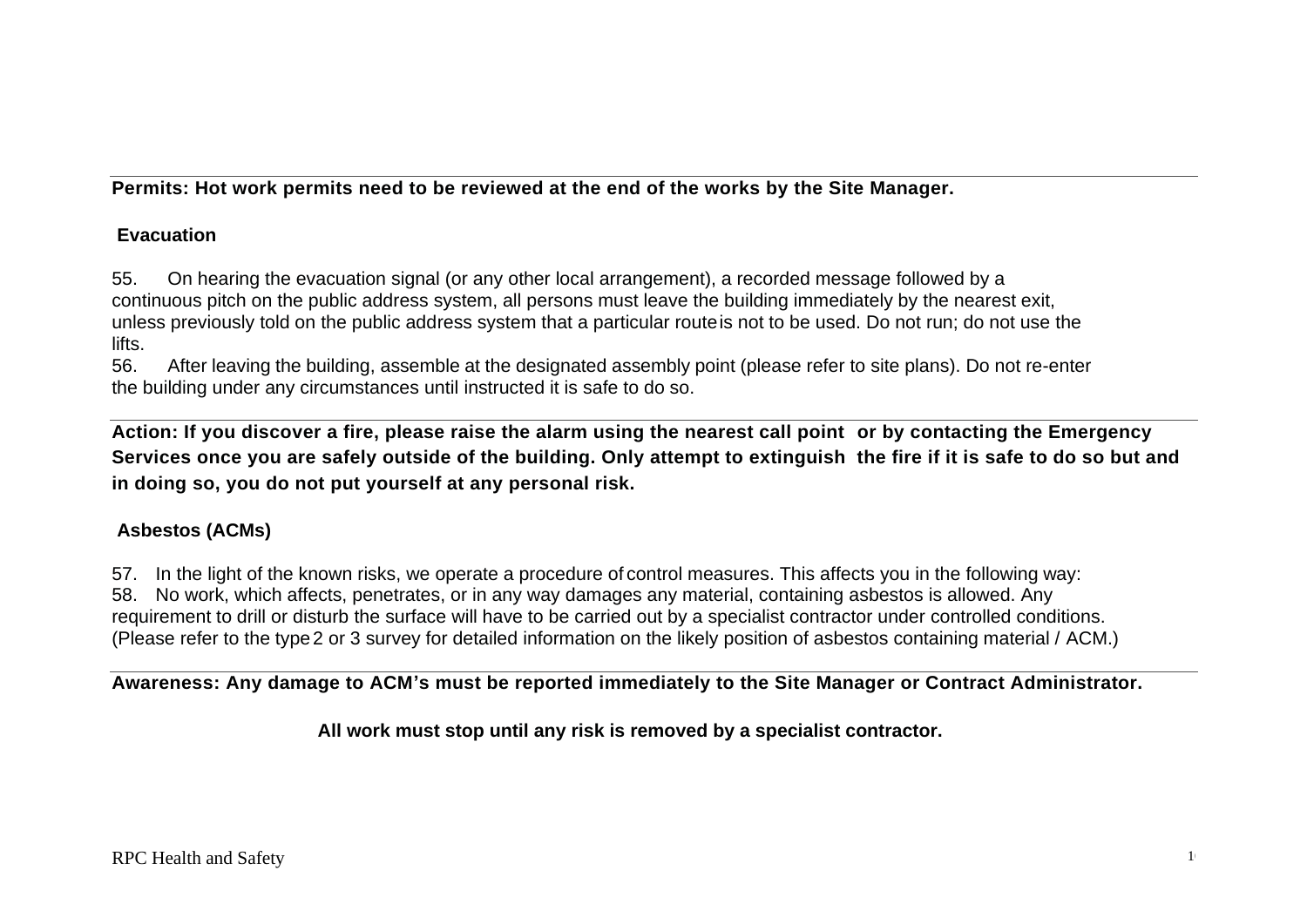**Permits: Hot work permits need to be reviewed at the end of the works by the Site Manager.**

## Evacuation

55. On hearing the evacuation signal (or any other local arrangement), a recorded message followed by a continuous pitch on the public address system, all persons must leave the building immediately by the nearest exit, unless previously told on the public address system that a particular route is not to be used. Do not run; do not use the lifts.

56. After leaving the building, assemble at the designated assembly point (please refer to site plans). Do not re-enter the building under any circumstances until instructed it is safe to do so.

**Action: If you discover a fire, please raise the alarm using the nearest call point or by contacting the Emergency Services once you are safely outside of the building. Only attempt to extinguish the fire if it is safe to do so but and in doing so, you do not put yourself at any personal risk.**

## Asbestos (ACMs)

57. In the light of the known risks, we operate a procedure of control measures. This affects you in the following way:

58. No work, which affects, penetrates, or in any way damages any material, containing asbestos is allowed. Any requirement to drill or disturb the surface will have to be carried out by a specialist contractor under controlled conditions. (Please refer to the type 2 or 3 survey for detailed information on the likely position of asbestos containing material / ACM.)

**Awareness: Any damage to ACM's must be reported immediately to the Site Manager or Contract Administrator.**

**All work must stop until any risk is removed by a specialist contractor.**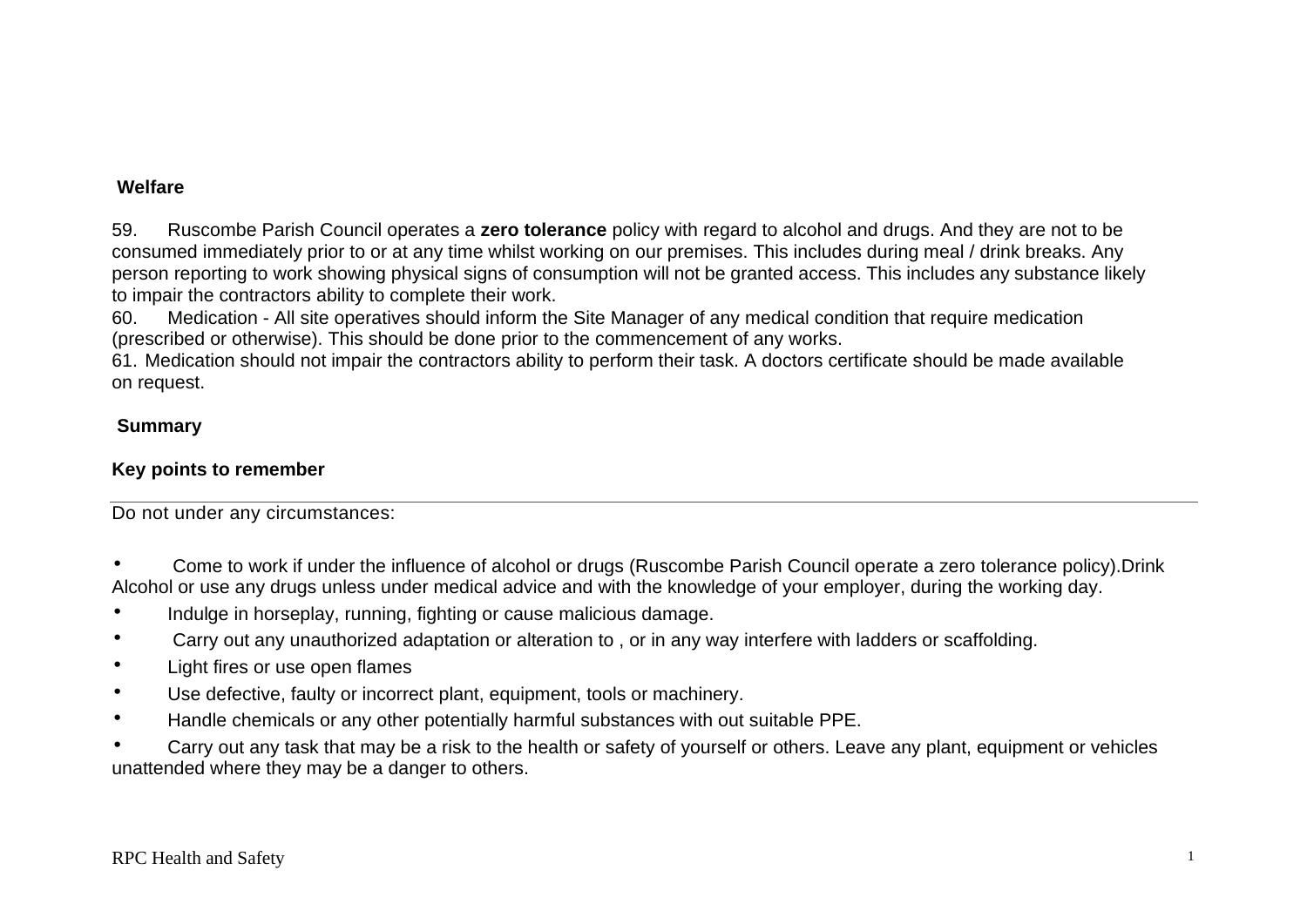### Welfare

59. Ruscombe Parish Council operates a **zero tolerance** policy with regard to alcohol and drugs. And they are not to be consumed immediately prior to or at any time whilst working on our premises. This includes during meal / drink breaks. Any person reporting to work showing physical signs of consumption will not be granted access. This includes any substance likely to impair the contractors ability to complete their work.

60. Medication - All site operatives should inform the Site Manager of any medical condition that require medication (prescribed or otherwise). This should be done prior to the commencement of any works.

61. Medication should not impair the contractors ability to perform their task. A doctors certificate should be made available on request.

### Summary

**Key points to remember**

---

Do not under any circumstances:

- Come to work if under the influence of alcohol or drugs (Ruscombe Parish Council operate a zero tolerance policy).Drink Alcohol or use any drugs unless under medical advice and with the knowledge of your employer, during the working day.
- Indulge in horseplay, running, fighting or cause malicious damage.
- Carry out any unauthorized adaptation or alteration to , or in any way interfere with ladders or scaffolding.
- Light fires or use open flames
- Use defective, faulty or incorrect plant, equipment, tools or machinery.
- Handle chemicals or any other potentially harmful substances with out suitable PPE.
- Carry out any task that may be a risk to the health or safety of yourself or others. Leave any plant, equipment or vehicles unattended where they may be a danger to others.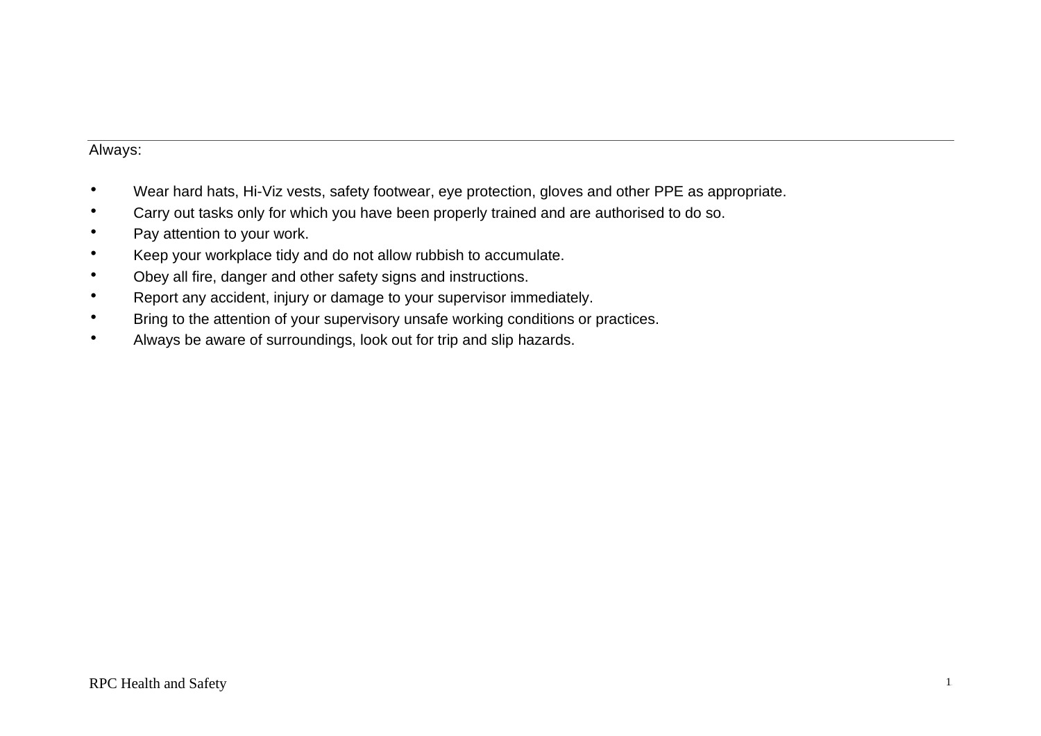Always:

- Wear hard hats, Hi-Viz vests, safety footwear, eye protection, gloves and other PPE as appropriate.
- Carry out tasks only for which you have been properly trained and are authorised to do so.
- Pay attention to your work.
- Keep your workplace tidy and do not allow rubbish to accumulate.
- Obey all fire, danger and other safety signs and instructions.
- Report any accident, injury or damage to your supervisor immediately.
- Bring to the attention of your supervisory unsafe working conditions or practices.
- Always be aware of surroundings, look out for trip and slip hazards.